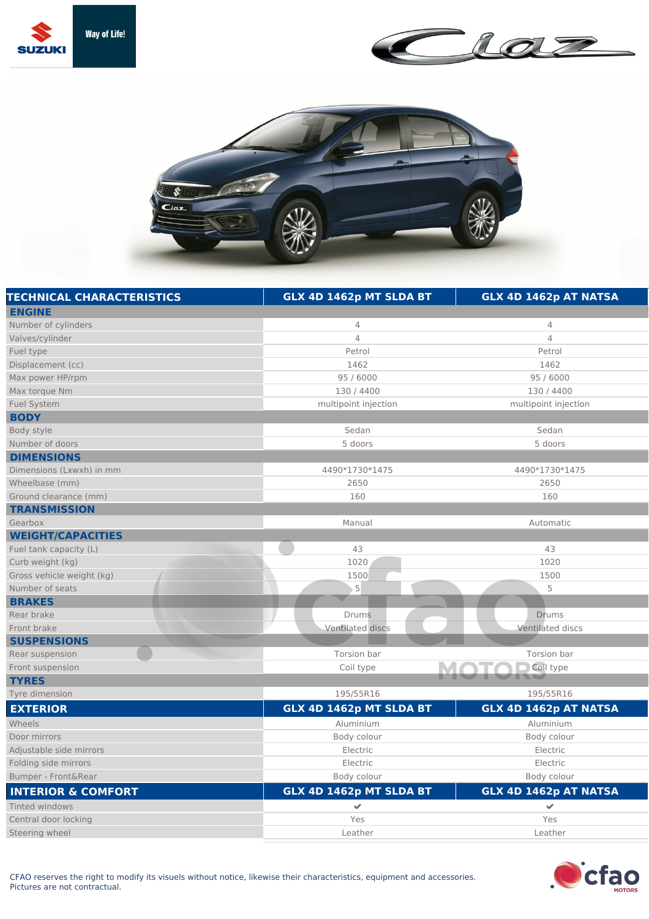Way of Life!

| TECHNICAL CHARACTERISTICS | GLX 4D 1462p MT SLDA BT | GLX 4D 1462p AT NATSA |
|---|---|---|
| **ENGINE** | | |
| Number of cylinders | 4 | 4 |
| Valves/cylinder | 4 | 4 |
| Fuel type | Petrol | Petrol |
| Displacement (cc) | 1462 | 1462 |
| Max power HP/rpm | 95 / 6000 | 95 / 6000 |
| Max torque Nm | 130 / 4400 | 130 / 4400 |
| Fuel System | multipoint injection | multipoint injection |
| **BODY** | | |
| Body style | Sedan | Sedan |
| Number of doors | 5 doors | 5 doors |
| **DIMENSIONS** | | |
| Dimensions (Lxwxh) in mm | 4490*1730*1475 | 4490*1730*1475 |
| Wheelbase (mm) | 2650 | 2650 |
| Ground clearance (mm) | 160 | 160 |
| **TRANSMISSION** | | |
| Gearbox | Manual | Automatic |
| **WEIGHT/CAPACITIES** | | |
| Fuel tank capacity (L) | 43 | 43 |
| Curb weight (kg) | 1020 | 1020 |
| Gross vehicle weight (kg) | 1500 | 1500 |
| Number of seats | 5 | 5 |
| **BRAKES** | | |
| Rear brake | Drums | Drums |
| Front brake | Ventilated discs | Ventilated discs |
| **SUSPENSIONS** | | |
| Rear suspension | Torsion bar | Torsion bar |
| Front suspension | Coil type | Coil type |
| **TYRES** | | |
| Tyre dimension | 195/55R16 | 195/55R16 |

| EXTERIOR | GLX 4D 1462p MT SLDA BT | GLX 4D 1462p AT NATSA |
|---|---|---|
| Wheels | Aluminium | Aluminium |
| Door mirrors | Body colour | Body colour |
| Adjustable side mirrors | Electric | Electric |
| Folding side mirrors | Electric | Electric |
| Bumper - Front&Rear | Body colour | Body colour |

| INTERIOR & COMFORT | GLX 4D 1462p MT SLDA BT | GLX 4D 1462p AT NATSA |
|---|---|---|
| Tinted windows | ✔ | ✔ |
| Central door locking | Yes | Yes |
| Steering wheel | Leather | Leather |

CFAO reserves the right to modify its visuals without notice, likewise their characteristics, equipment and accessories.
Pictures are not contractual.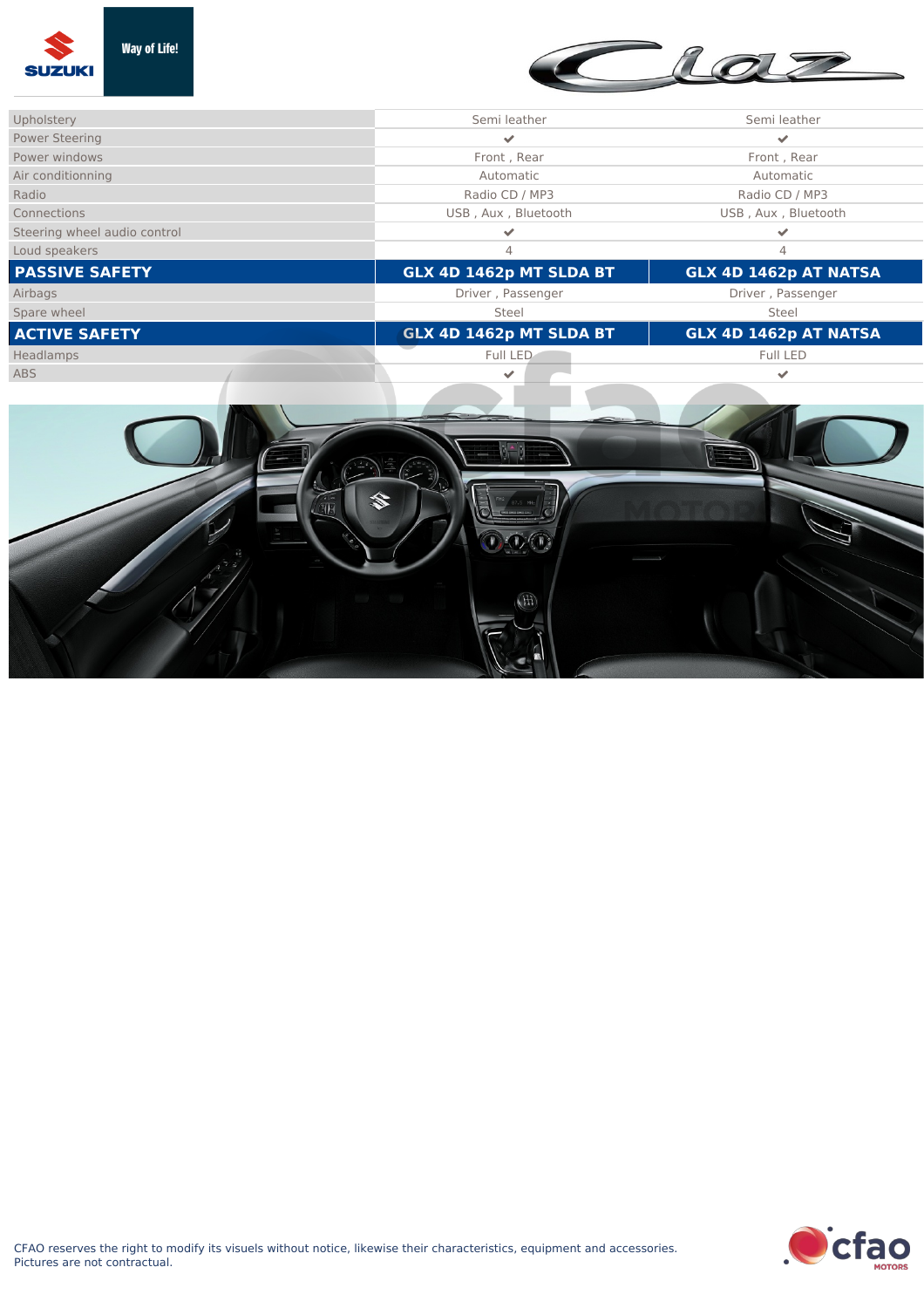| | GLX 4D 1462p MT SLDA BT | GLX 4D 1462p AT NATSA |
|---|---|---|
| Upholstery | Semi leather | Semi leather |
| Power Steering | ✔ | ✔ |
| Power windows | Front , Rear | Front , Rear |
| Air conditionning | Automatic | Automatic |
| Radio | Radio CD / MP3 | Radio CD / MP3 |
| Connections | USB , Aux , Bluetooth | USB , Aux , Bluetooth |
| Steering wheel audio control | ✔ | ✔ |
| Loud speakers | 4 | 4 |
| **PASSIVE SAFETY** | **GLX 4D 1462p MT SLDA BT** | **GLX 4D 1462p AT NATSA** |
| Airbags | Driver , Passenger | Driver , Passenger |
| Spare wheel | Steel | Steel |
| **ACTIVE SAFETY** | **GLX 4D 1462p MT SLDA BT** | **GLX 4D 1462p AT NATSA** |
| Headlamps | Full LED | Full LED |
| ABS | ✔ | ✔ |

CFAO reserves the right to modify its visuals without notice, likewise their characteristics, equipment and accessories.
Pictures are not contractual.